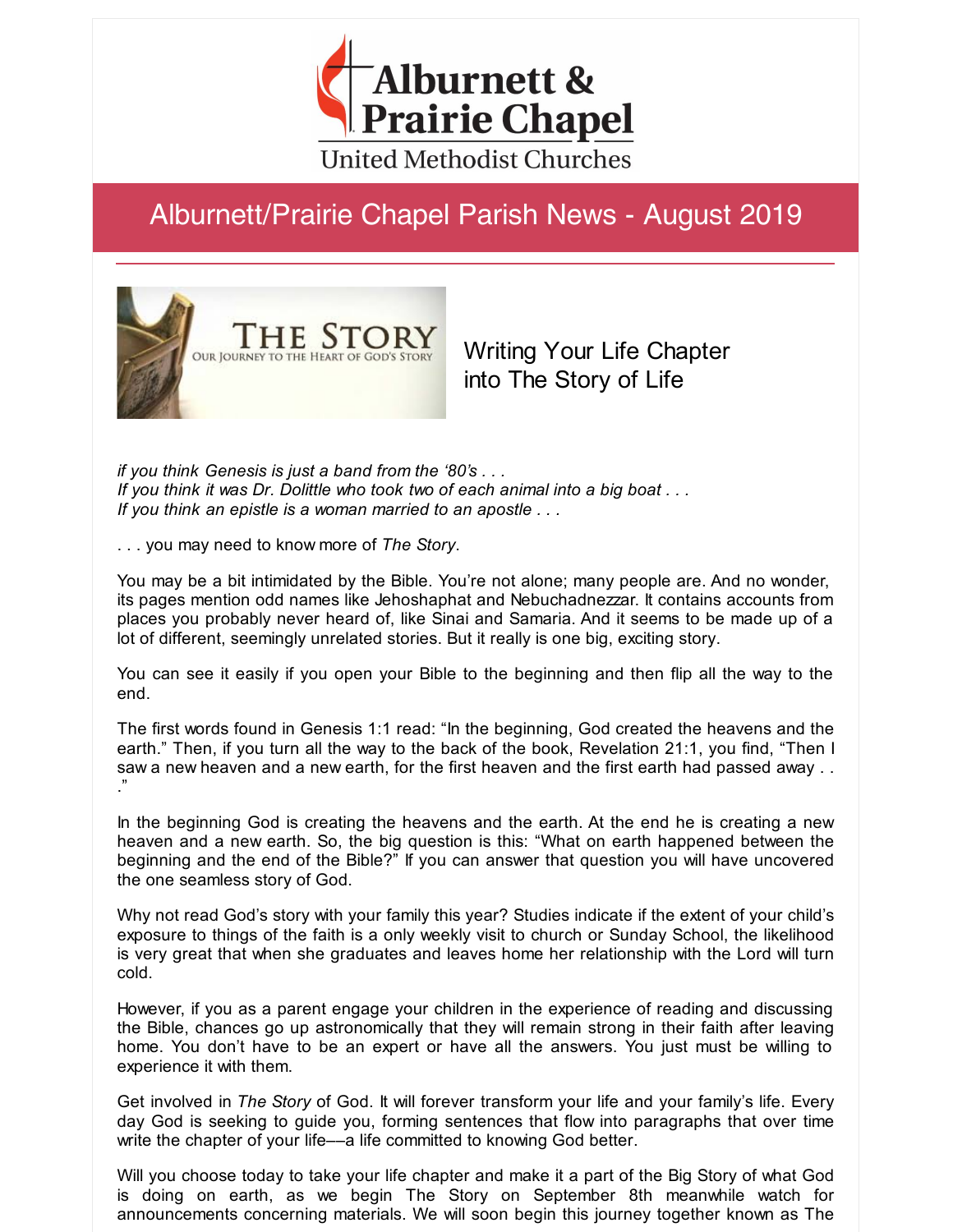# Alburnett & Prairie Chapel

United Methodist Churches

## Alburnett/Prairie Chapel Parish News - August 2019

THE STORY
OUR JOURNEY TO THE HEART OF GOD'S STORY

### Writing Your Life Chapter into The Story of Life

*if you think Genesis is just a band from the '80's . . .*
*If you think it was Dr. Dolittle who took two of each animal into a big boat . . .*
*If you think an epistle is a woman married to an apostle . . .*

. . . you may need to know more of *The Story*.

You may be a bit intimidated by the Bible. You're not alone; many people are. And no wonder, its pages mention odd names like Jehoshaphat and Nebuchadnezzar. It contains accounts from places you probably never heard of, like Sinai and Samaria. And it seems to be made up of a lot of different, seemingly unrelated stories. But it really is one big, exciting story.

You can see it easily if you open your Bible to the beginning and then flip all the way to the end.

The first words found in Genesis 1:1 read: "In the beginning, God created the heavens and the earth." Then, if you turn all the way to the back of the book, Revelation 21:1, you find, "Then I saw a new heaven and a new earth, for the first heaven and the first earth had passed away . . ."

In the beginning God is creating the heavens and the earth. At the end he is creating a new heaven and a new earth. So, the big question is this: "What on earth happened between the beginning and the end of the Bible?" If you can answer that question you will have uncovered the one seamless story of God.

Why not read God's story with your family this year? Studies indicate if the extent of your child's exposure to things of the faith is a only weekly visit to church or Sunday School, the likelihood is very great that when she graduates and leaves home her relationship with the Lord will turn cold.

However, if you as a parent engage your children in the experience of reading and discussing the Bible, chances go up astronomically that they will remain strong in their faith after leaving home. You don't have to be an expert or have all the answers. You just must be willing to experience it with them.

Get involved in *The Story* of God. It will forever transform your life and your family's life. Every day God is seeking to guide you, forming sentences that flow into paragraphs that over time write the chapter of your life––a life committed to knowing God better.

Will you choose today to take your life chapter and make it a part of the Big Story of what God is doing on earth, as we begin The Story on September 8th meanwhile watch for announcements concerning materials. We will soon begin this journey together known as The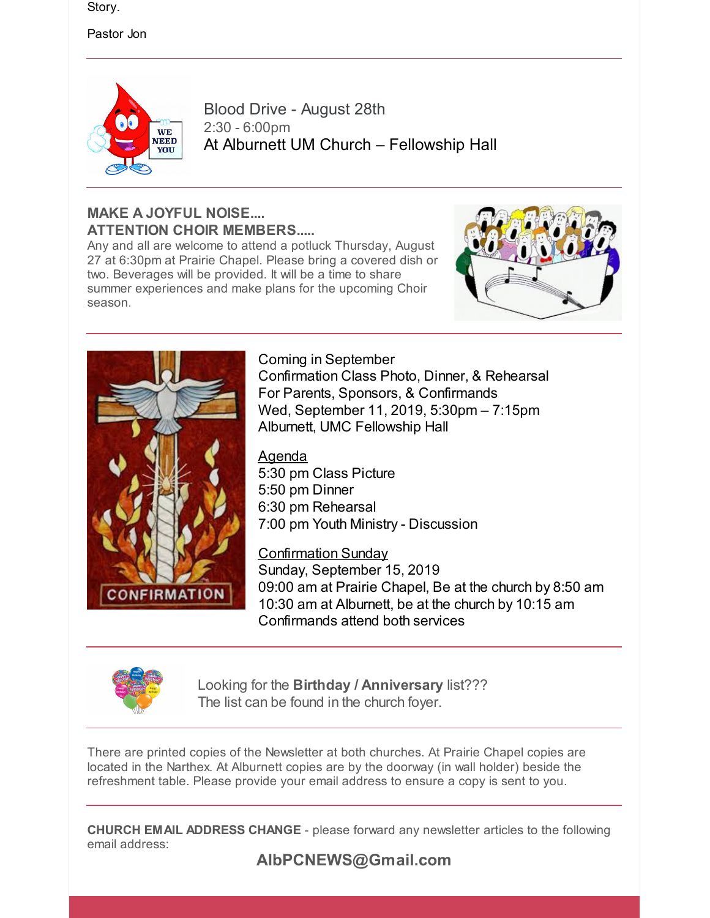Story.

Pastor Jon

---

Blood Drive - August 28th
2:30 - 6:00pm
At Alburnett UM Church – Fellowship Hall

---

**MAKE A JOYFUL NOISE....**
**ATTENTION CHOIR MEMBERS.....**
Any and all are welcome to attend a potluck Thursday, August 27 at 6:30pm at Prairie Chapel. Please bring a covered dish or two. Beverages will be provided. It will be a time to share summer experiences and make plans for the upcoming Choir season.

---

Coming in September
Confirmation Class Photo, Dinner, & Rehearsal
For Parents, Sponsors, & Confirmands
Wed, September 11, 2019, 5:30pm – 7:15pm
Alburnett, UMC Fellowship Hall

Agenda
5:30 pm Class Picture
5:50 pm Dinner
6:30 pm Rehearsal
7:00 pm Youth Ministry - Discussion

Confirmation Sunday
Sunday, September 15, 2019
09:00 am at Prairie Chapel, Be at the church by 8:50 am
10:30 am at Alburnett, be at the church by 10:15 am
Confirmands attend both services

---

Looking for the **Birthday / Anniversary** list???
The list can be found in the church foyer.

---

There are printed copies of the Newsletter at both churches. At Prairie Chapel copies are located in the Narthex. At Alburnett copies are by the doorway (in wall holder) beside the refreshment table. Please provide your email address to ensure a copy is sent to you.

---

**CHURCH EMAIL ADDRESS CHANGE** - please forward any newsletter articles to the following email address:

**AlbPCNEWS@Gmail.com**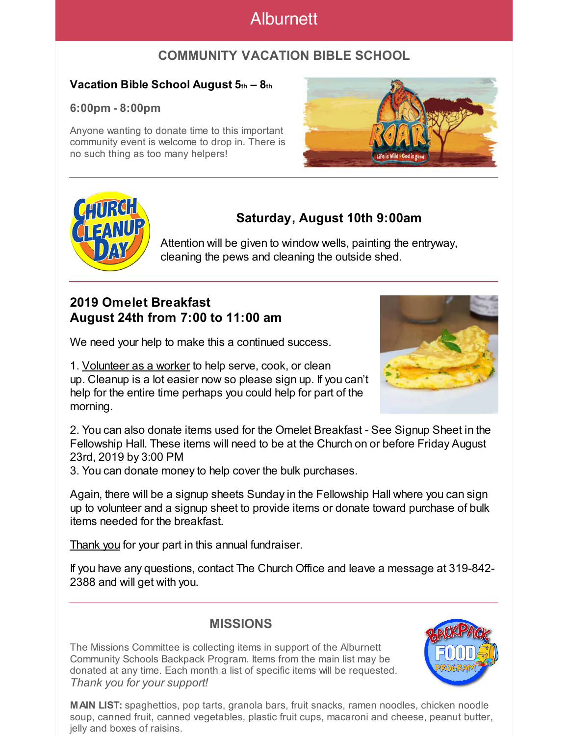# Alburnett

## COMMUNITY VACATION BIBLE SCHOOL

### Vacation Bible School August 5th – 8th

**6:00pm - 8:00pm**

Anyone wanting to donate time to this important community event is welcome to drop in. There is no such thing as too many helpers!

---

### Saturday, August 10th 9:00am

Attention will be given to window wells, painting the entryway, cleaning the pews and cleaning the outside shed.

---

### 2019 Omelet Breakfast
### August 24th from 7:00 to 11:00 am

We need your help to make this a continued success.

1. Volunteer as a worker to help serve, cook, or clean up. Cleanup is a lot easier now so please sign up. If you can't help for the entire time perhaps you could help for part of the morning.

2. You can also donate items used for the Omelet Breakfast - See Signup Sheet in the Fellowship Hall. These items will need to be at the Church on or before Friday August 23rd, 2019 by 3:00 PM
3. You can donate money to help cover the bulk purchases.

Again, there will be a signup sheets Sunday in the Fellowship Hall where you can sign up to volunteer and a signup sheet to provide items or donate toward purchase of bulk items needed for the breakfast.

Thank you for your part in this annual fundraiser.

If you have any questions, contact The Church Office and leave a message at 319-842-2388 and will get with you.

---

## MISSIONS

The Missions Committee is collecting items in support of the Alburnett Community Schools Backpack Program. Items from the main list may be donated at any time. Each month a list of specific items will be requested. *Thank you for your support!*

**MAIN LIST:** spaghettios, pop tarts, granola bars, fruit snacks, ramen noodles, chicken noodle soup, canned fruit, canned vegetables, plastic fruit cups, macaroni and cheese, peanut butter, jelly and boxes of raisins.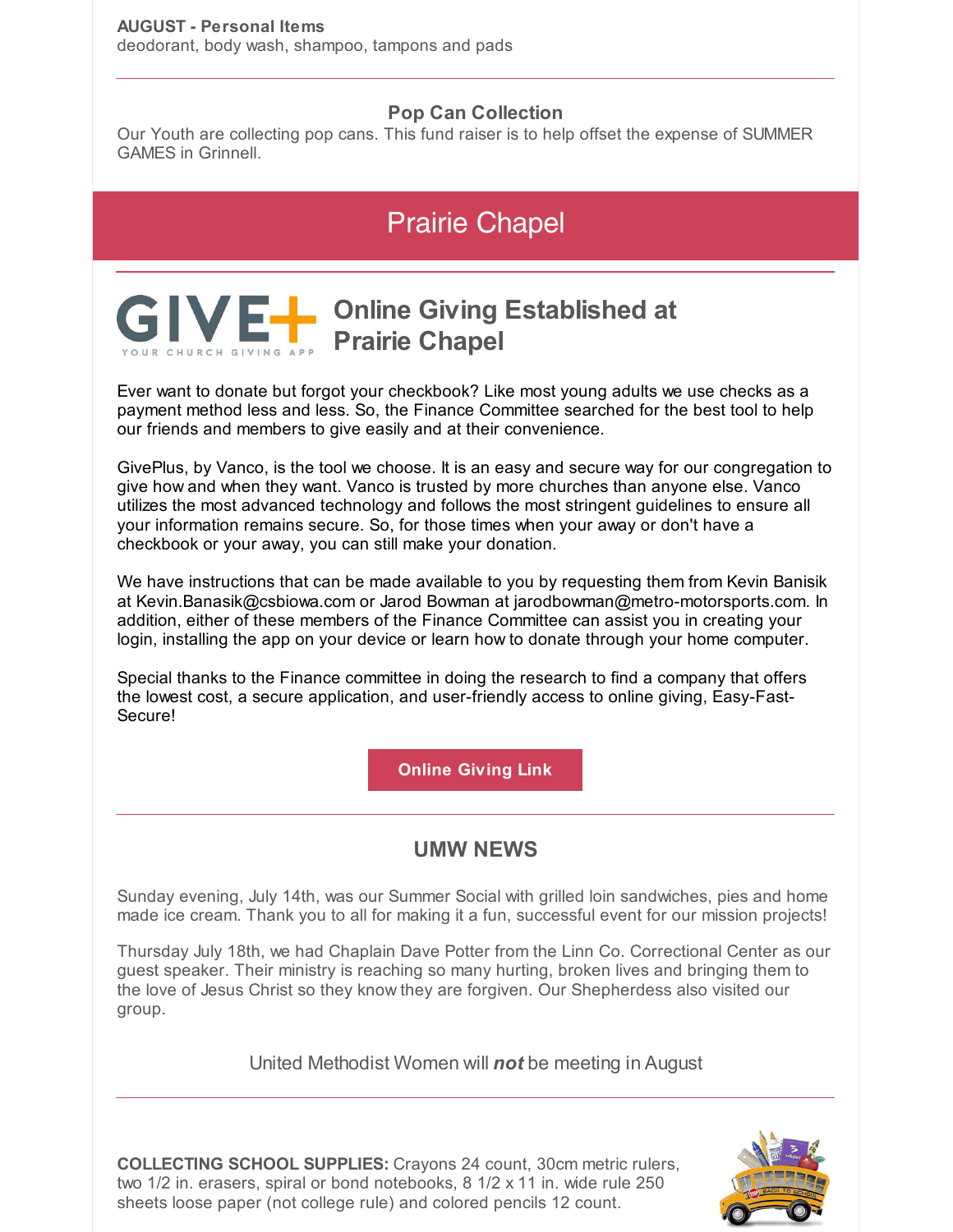**AUGUST - Personal Items**
deodorant, body wash, shampoo, tampons and pads

### Pop Can Collection

Our Youth are collecting pop cans. This fund raiser is to help offset the expense of SUMMER GAMES in Grinnell.

## Prairie Chapel

GIVE+ YOUR CHURCH GIVING APP

### Online Giving Established at Prairie Chapel

Ever want to donate but forgot your checkbook? Like most young adults we use checks as a payment method less and less. So, the Finance Committee searched for the best tool to help our friends and members to give easily and at their convenience.

GivePlus, by Vanco, is the tool we choose. It is an easy and secure way for our congregation to give how and when they want. Vanco is trusted by more churches than anyone else. Vanco utilizes the most advanced technology and follows the most stringent guidelines to ensure all your information remains secure. So, for those times when your away or don't have a checkbook or your away, you can still make your donation.

We have instructions that can be made available to you by requesting them from Kevin Banisik at Kevin.Banasik@csbiowa.com or Jarod Bowman at jarodbowman@metro-motorsports.com. In addition, either of these members of the Finance Committee can assist you in creating your login, installing the app on your device or learn how to donate through your home computer.

Special thanks to the Finance committee in doing the research to find a company that offers the lowest cost, a secure application, and user-friendly access to online giving, Easy-Fast-Secure!

**Online Giving Link**

### UMW NEWS

Sunday evening, July 14th, was our Summer Social with grilled loin sandwiches, pies and home made ice cream. Thank you to all for making it a fun, successful event for our mission projects!

Thursday July 18th, we had Chaplain Dave Potter from the Linn Co. Correctional Center as our guest speaker. Their ministry is reaching so many hurting, broken lives and bringing them to the love of Jesus Christ so they know they are forgiven. Our Shepherdess also visited our group.

United Methodist Women will ***not*** be meeting in August

**COLLECTING SCHOOL SUPPLIES:** Crayons 24 count, 30cm metric rulers, two 1/2 in. erasers, spiral or bond notebooks, 8 1/2 x 11 in. wide rule 250 sheets loose paper (not college rule) and colored pencils 12 count.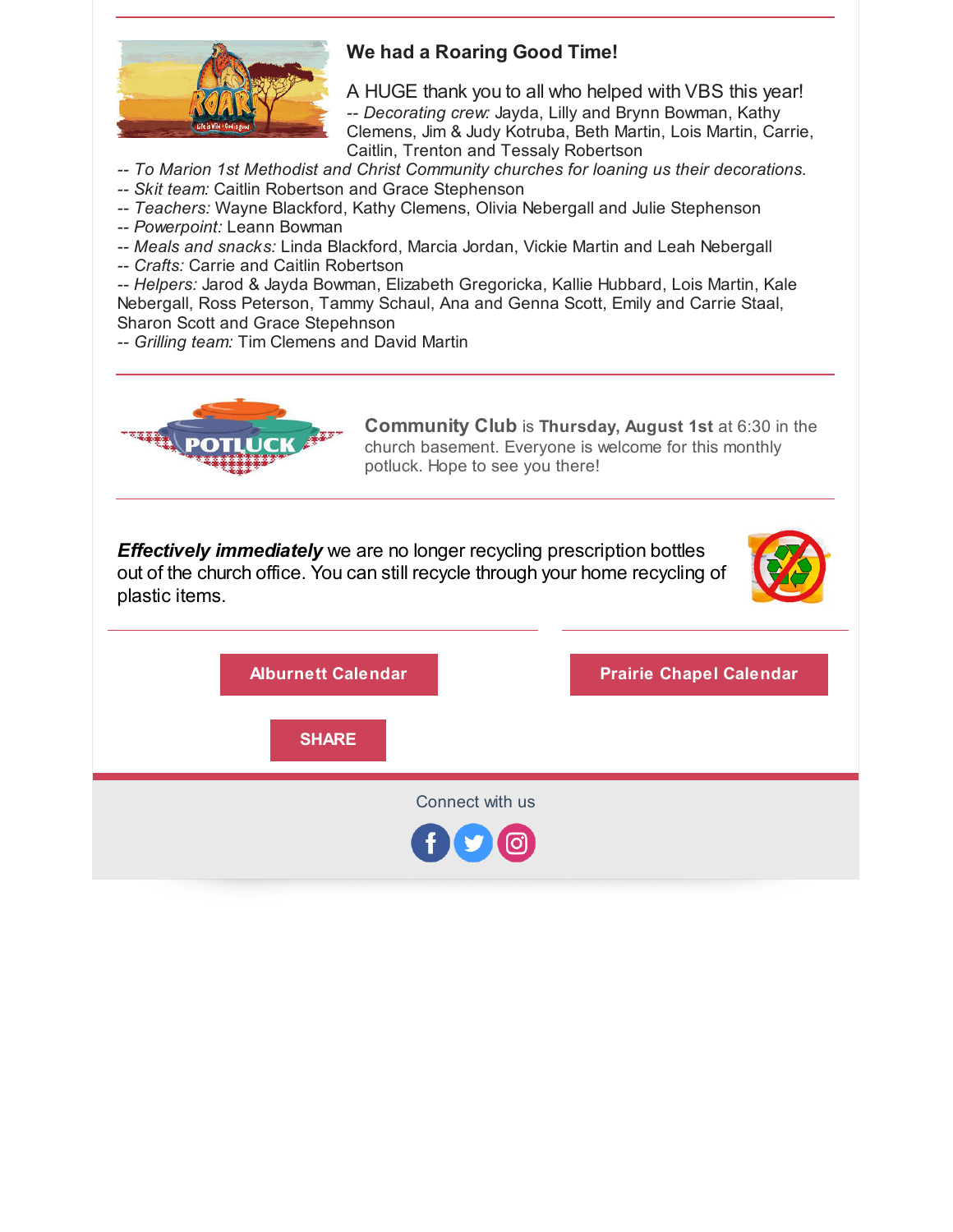**We had a Roaring Good Time!**

A HUGE thank you to all who helped with VBS this year!
-- *Decorating crew:* Jayda, Lilly and Brynn Bowman, Kathy Clemens, Jim & Judy Kotruba, Beth Martin, Lois Martin, Carrie, Caitlin, Trenton and Tessaly Robertson
-- *To Marion 1st Methodist and Christ Community churches for loaning us their decorations.*
-- *Skit team:* Caitlin Robertson and Grace Stephenson
-- *Teachers:* Wayne Blackford, Kathy Clemens, Olivia Nebergall and Julie Stephenson
-- *Powerpoint:* Leann Bowman
-- *Meals and snacks:* Linda Blackford, Marcia Jordan, Vickie Martin and Leah Nebergall
-- *Crafts:* Carrie and Caitlin Robertson
-- *Helpers:* Jarod & Jayda Bowman, Elizabeth Gregoricka, Kallie Hubbard, Lois Martin, Kale Nebergall, Ross Peterson, Tammy Schaul, Ana and Genna Scott, Emily and Carrie Staal, Sharon Scott and Grace Stepehnson
-- *Grilling team:* Tim Clemens and David Martin

---

**Community Club** is **Thursday, August 1st** at 6:30 in the church basement. Everyone is welcome for this monthly potluck. Hope to see you there!

---

***Effectively immediately*** we are no longer recycling prescription bottles out of the church office. You can still recycle through your home recycling of plastic items.

---

Alburnett Calendar

Prairie Chapel Calendar

SHARE

Connect with us